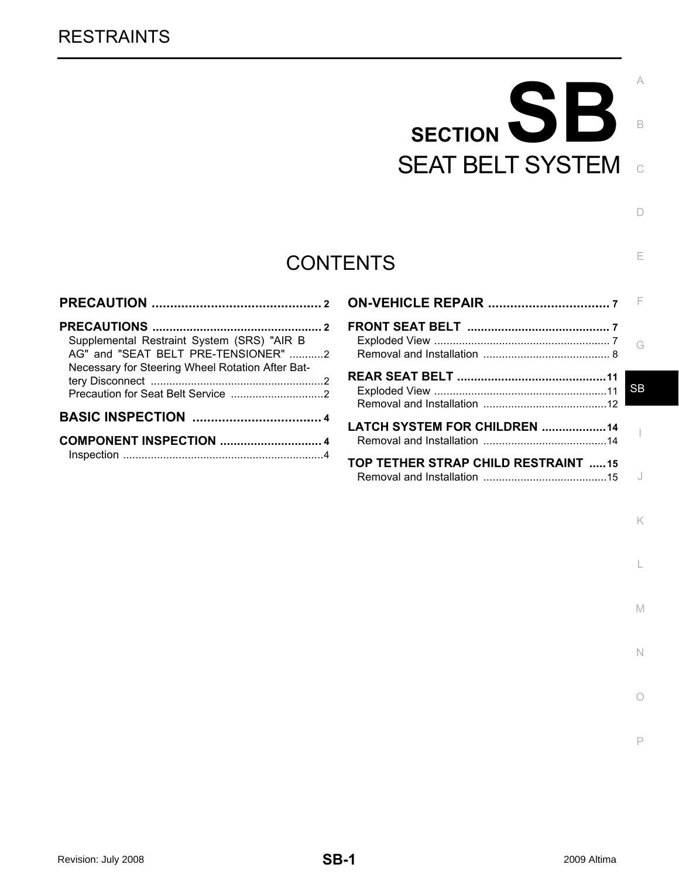RESTRAINTS

# SECTION SB

# SEAT BELT SYSTEM

## CONTENTS

**PRECAUTION** .............................................. 2

**PRECAUTIONS** .............................................. 2

- Supplemental Restraint System (SRS) "AIR BAG" and "SEAT BELT PRE-TENSIONER" ...........2
- Necessary for Steering Wheel Rotation After Battery Disconnect ........................................................2
- Precaution for Seat Belt Service ..............................2

**BASIC INSPECTION** ................................... 4

**COMPONENT INSPECTION** ............................. 4

- Inspection .................................................................4

**ON-VEHICLE REPAIR** ................................. 7

**FRONT SEAT BELT** .......................................... 7

- Exploded View ........................................................ 7
- Removal and Installation ......................................... 8

**REAR SEAT BELT** ............................................11

- Exploded View ........................................................11
- Removal and Installation ........................................12

**LATCH SYSTEM FOR CHILDREN** ...................14

- Removal and Installation ........................................14

**TOP TETHER STRAP CHILD RESTRAINT** .....15

- Removal and Installation ........................................15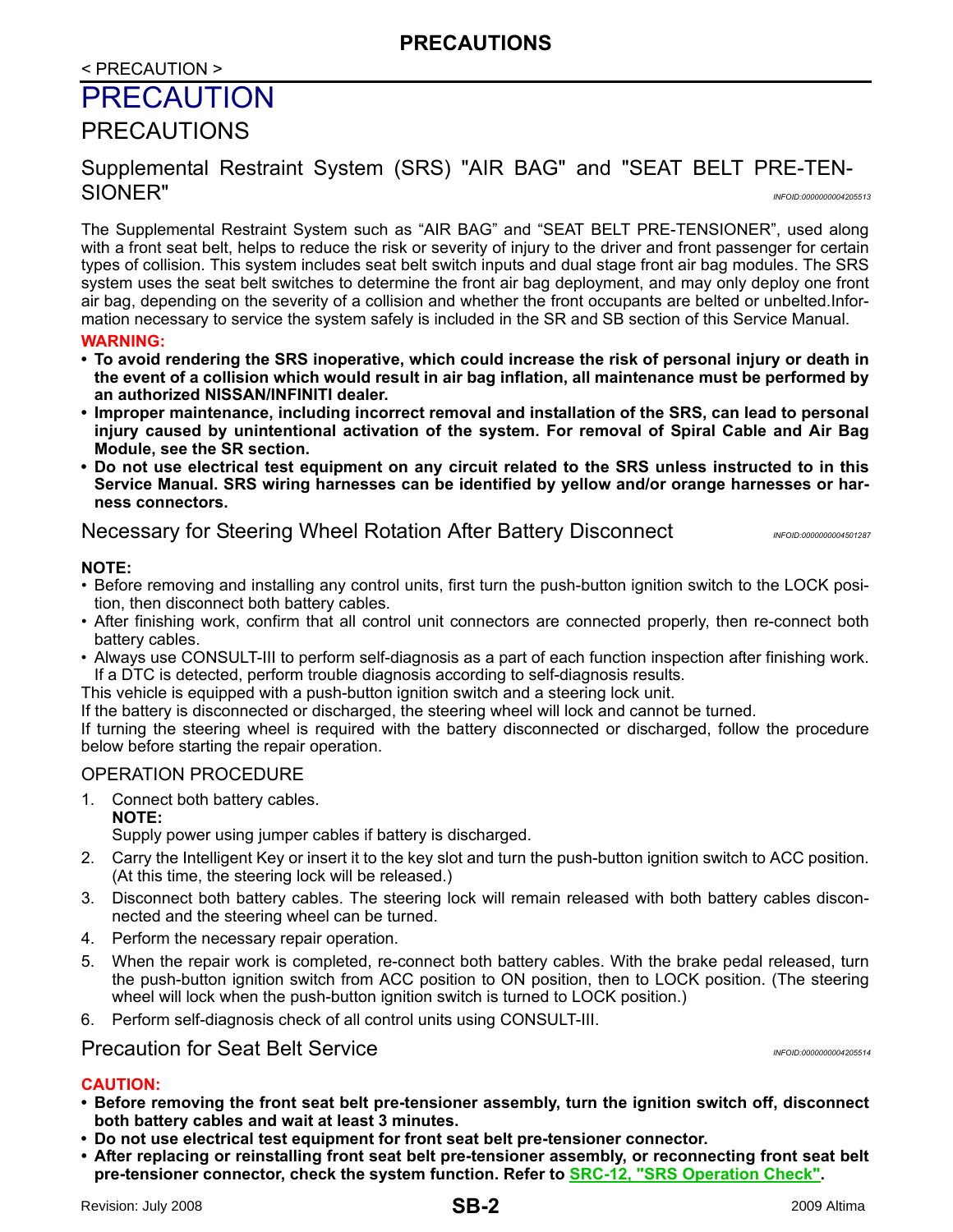< PRECAUTION >

# PRECAUTION

## PRECAUTIONS

### Supplemental Restraint System (SRS) "AIR BAG" and "SEAT BELT PRE-TENSIONER"

*INFOID:0000000004205513*

The Supplemental Restraint System such as “AIR BAG” and “SEAT BELT PRE-TENSIONER”, used along with a front seat belt, helps to reduce the risk or severity of injury to the driver and front passenger for certain types of collision. This system includes seat belt switch inputs and dual stage front air bag modules. The SRS system uses the seat belt switches to determine the front air bag deployment, and may only deploy one front air bag, depending on the severity of a collision and whether the front occupants are belted or unbelted. Information necessary to service the system safely is included in the SR and SB section of this Service Manual.

**WARNING:**

- **To avoid rendering the SRS inoperative, which could increase the risk of personal injury or death in the event of a collision which would result in air bag inflation, all maintenance must be performed by an authorized NISSAN/INFINITI dealer.**
- **Improper maintenance, including incorrect removal and installation of the SRS, can lead to personal injury caused by unintentional activation of the system. For removal of Spiral Cable and Air Bag Module, see the SR section.**
- **Do not use electrical test equipment on any circuit related to the SRS unless instructed to in this Service Manual. SRS wiring harnesses can be identified by yellow and/or orange harnesses or harness connectors.**

### Necessary for Steering Wheel Rotation After Battery Disconnect

*INFOID:0000000004501287*

**NOTE:**

- Before removing and installing any control units, first turn the push-button ignition switch to the LOCK position, then disconnect both battery cables.
- After finishing work, confirm that all control unit connectors are connected properly, then re-connect both battery cables.
- Always use CONSULT-III to perform self-diagnosis as a part of each function inspection after finishing work. If a DTC is detected, perform trouble diagnosis according to self-diagnosis results.

This vehicle is equipped with a push-button ignition switch and a steering lock unit.
If the battery is disconnected or discharged, the steering wheel will lock and cannot be turned.
If turning the steering wheel is required with the battery disconnected or discharged, follow the procedure below before starting the repair operation.

#### OPERATION PROCEDURE

1. Connect both battery cables.
   **NOTE:**
   Supply power using jumper cables if battery is discharged.
2. Carry the Intelligent Key or insert it to the key slot and turn the push-button ignition switch to ACC position. (At this time, the steering lock will be released.)
3. Disconnect both battery cables. The steering lock will remain released with both battery cables disconnected and the steering wheel can be turned.
4. Perform the necessary repair operation.
5. When the repair work is completed, re-connect both battery cables. With the brake pedal released, turn the push-button ignition switch from ACC position to ON position, then to LOCK position. (The steering wheel will lock when the push-button ignition switch is turned to LOCK position.)
6. Perform self-diagnosis check of all control units using CONSULT-III.

### Precaution for Seat Belt Service

*INFOID:0000000004205514*

**CAUTION:**

- **Before removing the front seat belt pre-tensioner assembly, turn the ignition switch off, disconnect both battery cables and wait at least 3 minutes.**
- **Do not use electrical test equipment for front seat belt pre-tensioner connector.**
- **After replacing or reinstalling front seat belt pre-tensioner assembly, or reconnecting front seat belt pre-tensioner connector, check the system function. Refer to SRC-12, "SRS Operation Check".**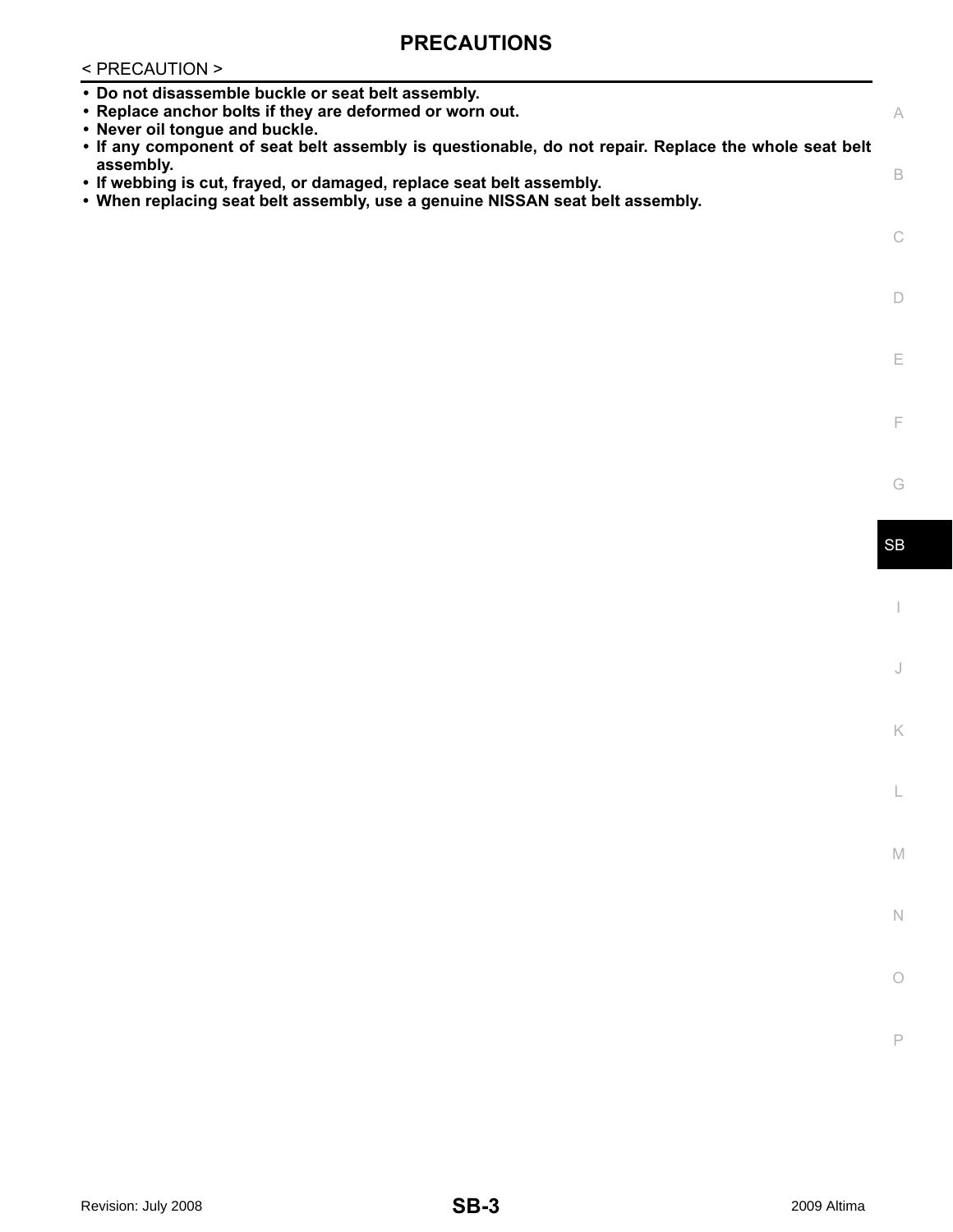- **Do not disassemble buckle or seat belt assembly.**
- **Replace anchor bolts if they are deformed or worn out.**
- **Never oil tongue and buckle.**
- **If any component of seat belt assembly is questionable, do not repair. Replace the whole seat belt assembly.**
- **If webbing is cut, frayed, or damaged, replace seat belt assembly.**
- **When replacing seat belt assembly, use a genuine NISSAN seat belt assembly.**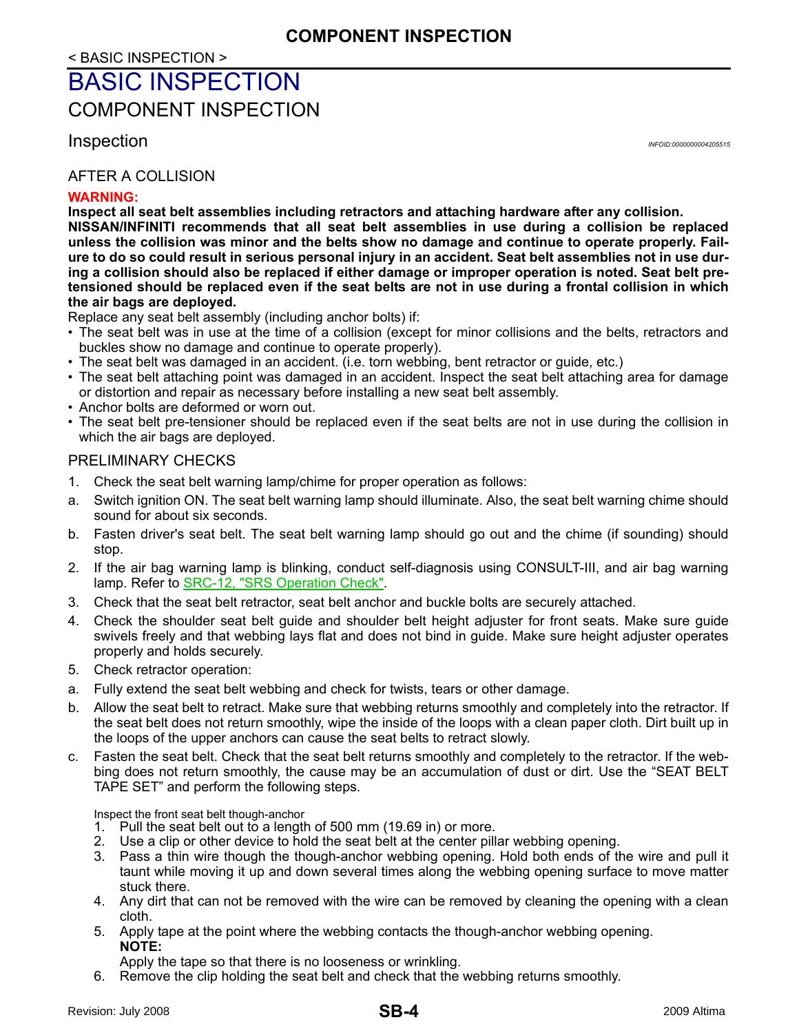# BASIC INSPECTION

## COMPONENT INSPECTION

### Inspection

INFOID:0000000004205515

#### AFTER A COLLISION

**WARNING:**

**Inspect all seat belt assemblies including retractors and attaching hardware after any collision.**
**NISSAN/INFINITI recommends that all seat belt assemblies in use during a collision be replaced unless the collision was minor and the belts show no damage and continue to operate properly. Failure to do so could result in serious personal injury in an accident. Seat belt assemblies not in use during a collision should also be replaced if either damage or improper operation is noted. Seat belt pre-tensioned should be replaced even if the seat belts are not in use during a frontal collision in which the air bags are deployed.**

Replace any seat belt assembly (including anchor bolts) if:

- The seat belt was in use at the time of a collision (except for minor collisions and the belts, retractors and buckles show no damage and continue to operate properly).
- The seat belt was damaged in an accident. (i.e. torn webbing, bent retractor or guide, etc.)
- The seat belt attaching point was damaged in an accident. Inspect the seat belt attaching area for damage or distortion and repair as necessary before installing a new seat belt assembly.
- Anchor bolts are deformed or worn out.
- The seat belt pre-tensioner should be replaced even if the seat belts are not in use during the collision in which the air bags are deployed.

#### PRELIMINARY CHECKS

1. Check the seat belt warning lamp/chime for proper operation as follows:
   a. Switch ignition ON. The seat belt warning lamp should illuminate. Also, the seat belt warning chime should sound for about six seconds.
   b. Fasten driver's seat belt. The seat belt warning lamp should go out and the chime (if sounding) should stop.
2. If the air bag warning lamp is blinking, conduct self-diagnosis using CONSULT-III, and air bag warning lamp. Refer to SRC-12, "SRS Operation Check".
3. Check that the seat belt retractor, seat belt anchor and buckle bolts are securely attached.
4. Check the shoulder seat belt guide and shoulder belt height adjuster for front seats. Make sure guide swivels freely and that webbing lays flat and does not bind in guide. Make sure height adjuster operates properly and holds securely.
5. Check retractor operation:
   a. Fully extend the seat belt webbing and check for twists, tears or other damage.
   b. Allow the seat belt to retract. Make sure that webbing returns smoothly and completely into the retractor. If the seat belt does not return smoothly, wipe the inside of the loops with a clean paper cloth. Dirt built up in the loops of the upper anchors can cause the seat belts to retract slowly.
   c. Fasten the seat belt. Check that the seat belt returns smoothly and completely to the retractor. If the webbing does not return smoothly, the cause may be an accumulation of dust or dirt. Use the “SEAT BELT TAPE SET” and perform the following steps.

   Inspect the front seat belt though-anchor
   1. Pull the seat belt out to a length of 500 mm (19.69 in) or more.
   2. Use a clip or other device to hold the seat belt at the center pillar webbing opening.
   3. Pass a thin wire though the though-anchor webbing opening. Hold both ends of the wire and pull it taunt while moving it up and down several times along the webbing opening surface to move matter stuck there.
   4. Any dirt that can not be removed with the wire can be removed by cleaning the opening with a clean cloth.
   5. Apply tape at the point where the webbing contacts the though-anchor webbing opening.
      **NOTE:**
      Apply the tape so that there is no looseness or wrinkling.
   6. Remove the clip holding the seat belt and check that the webbing returns smoothly.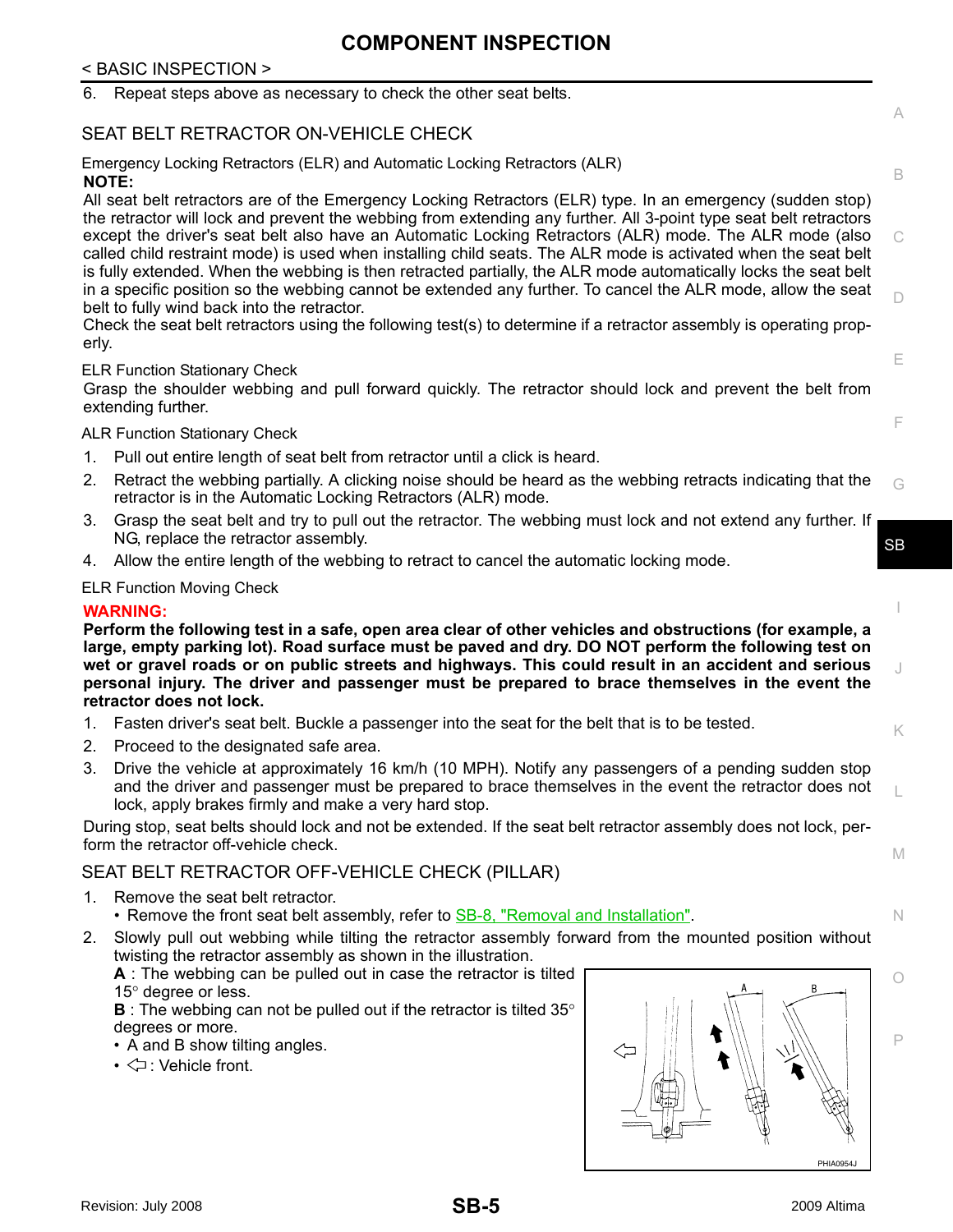## COMPONENT INSPECTION

6. Repeat steps above as necessary to check the other seat belts.

### SEAT BELT RETRACTOR ON-VEHICLE CHECK

Emergency Locking Retractors (ELR) and Automatic Locking Retractors (ALR)

**NOTE:**

All seat belt retractors are of the Emergency Locking Retractors (ELR) type. In an emergency (sudden stop) the retractor will lock and prevent the webbing from extending any further. All 3-point type seat belt retractors except the driver's seat belt also have an Automatic Locking Retractors (ALR) mode. The ALR mode (also called child restraint mode) is used when installing child seats. The ALR mode is activated when the seat belt is fully extended. When the webbing is then retracted partially, the ALR mode automatically locks the seat belt in a specific position so the webbing cannot be extended any further. To cancel the ALR mode, allow the seat belt to fully wind back into the retractor.

Check the seat belt retractors using the following test(s) to determine if a retractor assembly is operating properly.

ELR Function Stationary Check

Grasp the shoulder webbing and pull forward quickly. The retractor should lock and prevent the belt from extending further.

ALR Function Stationary Check

1. Pull out entire length of seat belt from retractor until a click is heard.
2. Retract the webbing partially. A clicking noise should be heard as the webbing retracts indicating that the retractor is in the Automatic Locking Retractors (ALR) mode.
3. Grasp the seat belt and try to pull out the retractor. The webbing must lock and not extend any further. If NG, replace the retractor assembly.
4. Allow the entire length of the webbing to retract to cancel the automatic locking mode.

ELR Function Moving Check

**WARNING:**

**Perform the following test in a safe, open area clear of other vehicles and obstructions (for example, a large, empty parking lot). Road surface must be paved and dry. DO NOT perform the following test on wet or gravel roads or on public streets and highways. This could result in an accident and serious personal injury. The driver and passenger must be prepared to brace themselves in the event the retractor does not lock.**

1. Fasten driver's seat belt. Buckle a passenger into the seat for the belt that is to be tested.
2. Proceed to the designated safe area.
3. Drive the vehicle at approximately 16 km/h (10 MPH). Notify any passengers of a pending sudden stop and the driver and passenger must be prepared to brace themselves in the event the retractor does not lock, apply brakes firmly and make a very hard stop.

During stop, seat belts should lock and not be extended. If the seat belt retractor assembly does not lock, perform the retractor off-vehicle check.

### SEAT BELT RETRACTOR OFF-VEHICLE CHECK (PILLAR)

1. Remove the seat belt retractor.
   - Remove the front seat belt assembly, refer to SB-8, "Removal and Installation".
2. Slowly pull out webbing while tilting the retractor assembly forward from the mounted position without twisting the retractor assembly as shown in the illustration.

   **A** : The webbing can be pulled out in case the retractor is tilted 15° degree or less.

   **B** : The webbing can not be pulled out if the retractor is tilted 35° degrees or more.

   - A and B show tilting angles.
   - ⇦: Vehicle front.

PHIA0954J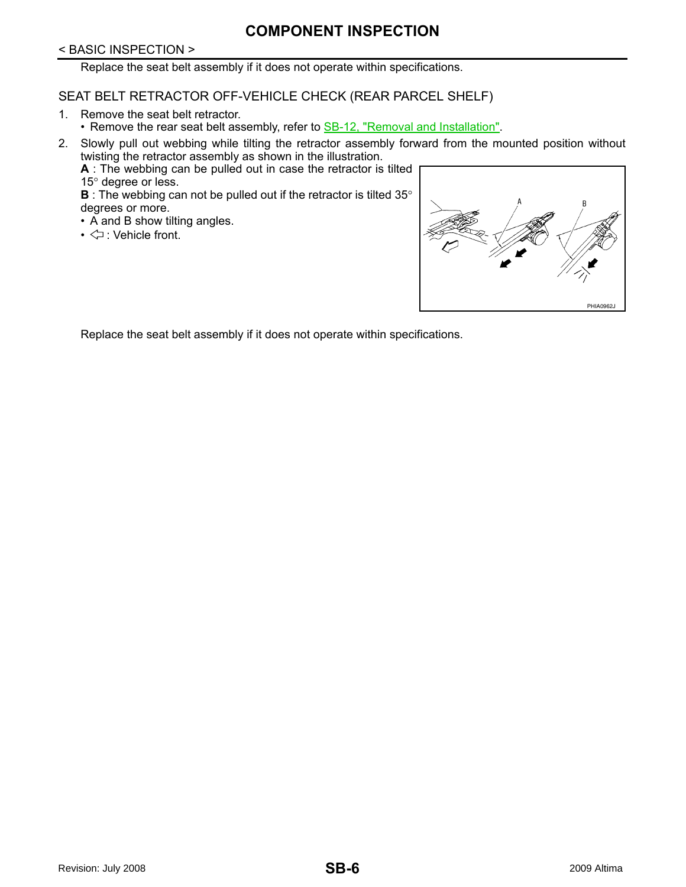Replace the seat belt assembly if it does not operate within specifications.

## SEAT BELT RETRACTOR OFF-VEHICLE CHECK (REAR PARCEL SHELF)

1. Remove the seat belt retractor.
   - Remove the rear seat belt assembly, refer to SB-12, "Removal and Installation".
2. Slowly pull out webbing while tilting the retractor assembly forward from the mounted position without twisting the retractor assembly as shown in the illustration.

   **A** : The webbing can be pulled out in case the retractor is tilted 15° degree or less.

   **B** : The webbing can not be pulled out if the retractor is tilted 35° degrees or more.

   - A and B show tilting angles.
   - ⇦ : Vehicle front.

PHIA0962J

Replace the seat belt assembly if it does not operate within specifications.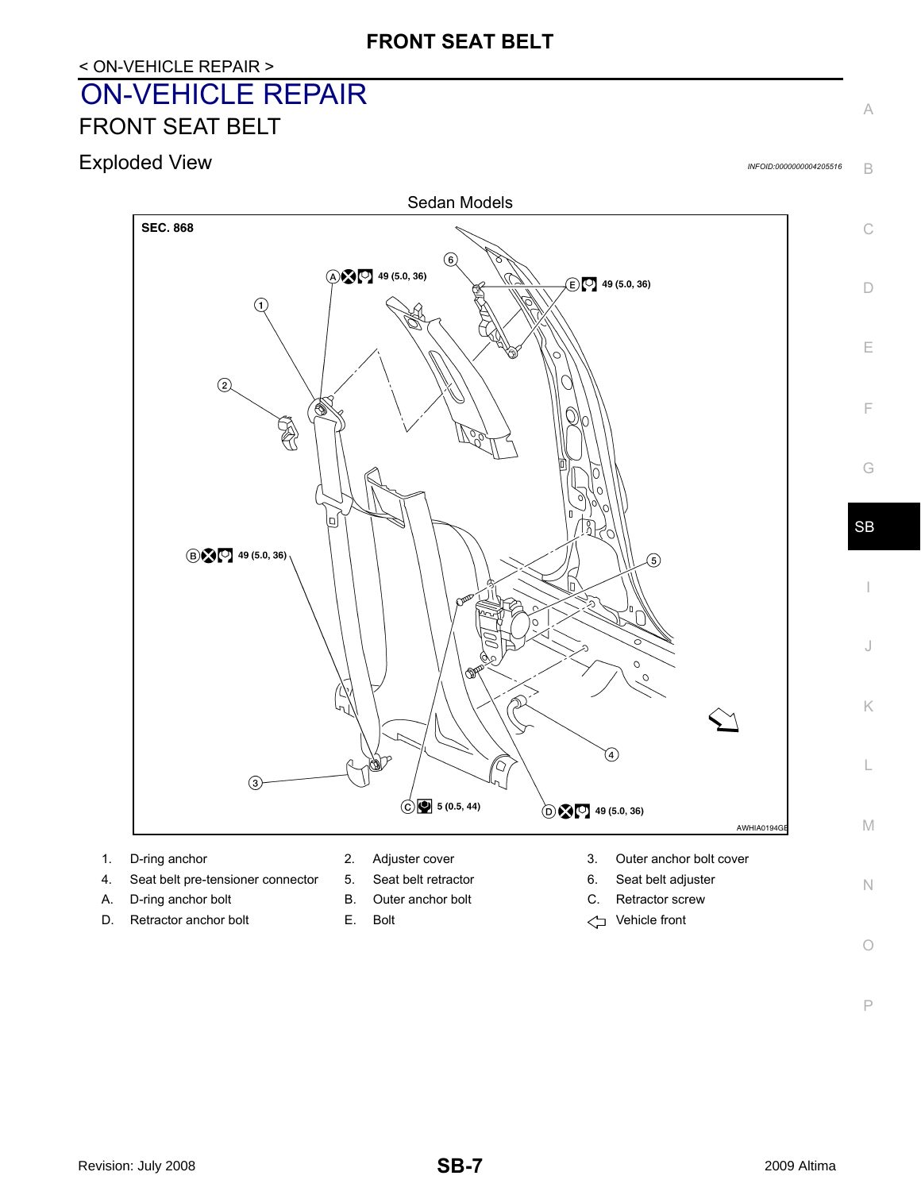# ON-VEHICLE REPAIR

## FRONT SEAT BELT

### Exploded View

INFOID:0000000004205516

Sedan Models

SEC. 868

Ⓐ 49 (5.0, 36)

Ⓔ 49 (5.0, 36)

Ⓑ 49 (5.0, 36)

Ⓒ 5 (0.5, 44)

Ⓓ 49 (5.0, 36)

AWHIA0194GB

| | | | | | |
|---|---|---|---|---|---|
| 1. | D-ring anchor | 2. | Adjuster cover | 3. | Outer anchor bolt cover |
| 4. | Seat belt pre-tensioner connector | 5. | Seat belt retractor | 6. | Seat belt adjuster |
| A. | D-ring anchor bolt | B. | Outer anchor bolt | C. | Retractor screw |
| D. | Retractor anchor bolt | E. | Bolt | ⇦ | Vehicle front |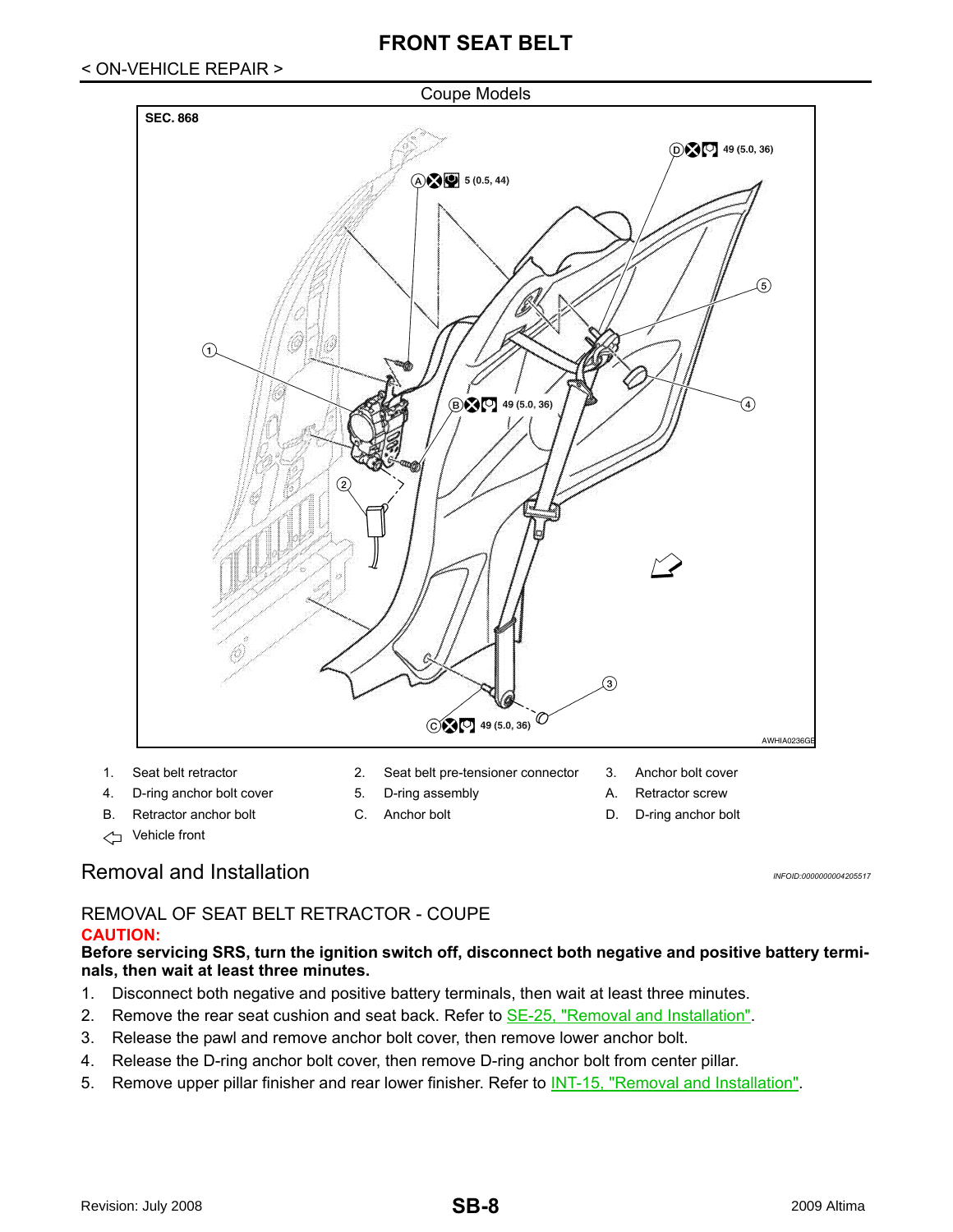# FRONT SEAT BELT

< ON-VEHICLE REPAIR >

Coupe Models

| | | | | | |
|---|---|---|---|---|---|
| 1. | Seat belt retractor | 2. | Seat belt pre-tensioner connector | 3. | Anchor bolt cover |
| 4. | D-ring anchor bolt cover | 5. | D-ring assembly | A. | Retractor screw |
| B. | Retractor anchor bolt | C. | Anchor bolt | D. | D-ring anchor bolt |
| ⇦ | Vehicle front | | | | |

## Removal and Installation

*INFOID:0000000004205517*

### REMOVAL OF SEAT BELT RETRACTOR - COUPE

**CAUTION:**

**Before servicing SRS, turn the ignition switch off, disconnect both negative and positive battery terminals, then wait at least three minutes.**

1. Disconnect both negative and positive battery terminals, then wait at least three minutes.
2. Remove the rear seat cushion and seat back. Refer to SE-25, "Removal and Installation".
3. Release the pawl and remove anchor bolt cover, then remove lower anchor bolt.
4. Release the D-ring anchor bolt cover, then remove D-ring anchor bolt from center pillar.
5. Remove upper pillar finisher and rear lower finisher. Refer to INT-15, "Removal and Installation".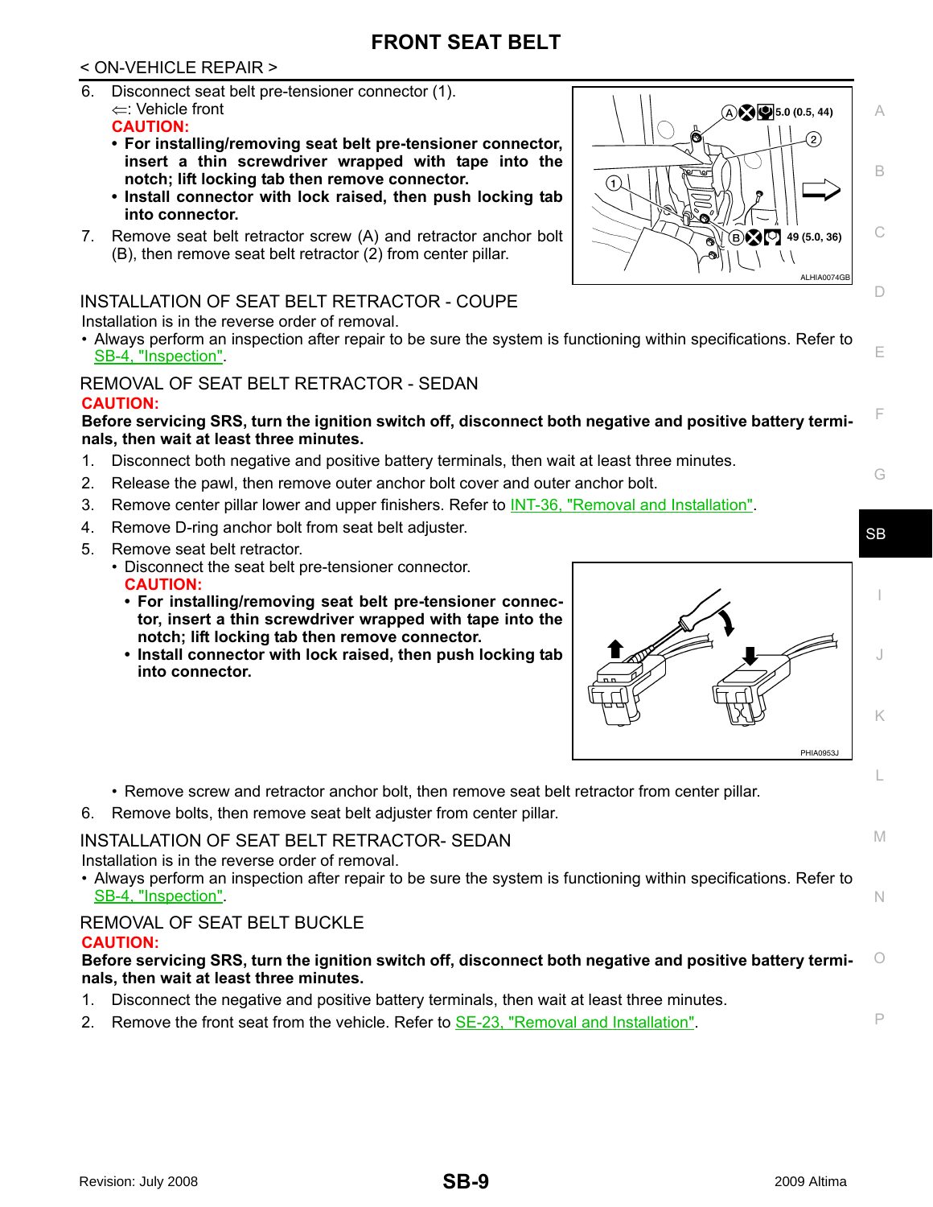# FRONT SEAT BELT

< ON-VEHICLE REPAIR >

6. Disconnect seat belt pre-tensioner connector (1).
   ⇐: Vehicle front
   **CAUTION:**
   - **For installing/removing seat belt pre-tensioner connector, insert a thin screwdriver wrapped with tape into the notch; lift locking tab then remove connector.**
   - **Install connector with lock raised, then push locking tab into connector.**
7. Remove seat belt retractor screw (A) and retractor anchor bolt (B), then remove seat belt retractor (2) from center pillar.

## INSTALLATION OF SEAT BELT RETRACTOR - COUPE

Installation is in the reverse order of removal.

- Always perform an inspection after repair to be sure the system is functioning within specifications. Refer to SB-4, "Inspection".

## REMOVAL OF SEAT BELT RETRACTOR - SEDAN

**CAUTION:**

**Before servicing SRS, turn the ignition switch off, disconnect both negative and positive battery terminals, then wait at least three minutes.**

1. Disconnect both negative and positive battery terminals, then wait at least three minutes.
2. Release the pawl, then remove outer anchor bolt cover and outer anchor bolt.
3. Remove center pillar lower and upper finishers. Refer to INT-36, "Removal and Installation".
4. Remove D-ring anchor bolt from seat belt adjuster.
5. Remove seat belt retractor.
   - Disconnect the seat belt pre-tensioner connector.
     **CAUTION:**
     - **For installing/removing seat belt pre-tensioner connector, insert a thin screwdriver wrapped with tape into the notch; lift locking tab then remove connector.**
     - **Install connector with lock raised, then push locking tab into connector.**
   - Remove screw and retractor anchor bolt, then remove seat belt retractor from center pillar.
6. Remove bolts, then remove seat belt adjuster from center pillar.

## INSTALLATION OF SEAT BELT RETRACTOR- SEDAN

Installation is in the reverse order of removal.

- Always perform an inspection after repair to be sure the system is functioning within specifications. Refer to SB-4, "Inspection".

## REMOVAL OF SEAT BELT BUCKLE

**CAUTION:**

**Before servicing SRS, turn the ignition switch off, disconnect both negative and positive battery terminals, then wait at least three minutes.**

1. Disconnect the negative and positive battery terminals, then wait at least three minutes.
2. Remove the front seat from the vehicle. Refer to SE-23, "Removal and Installation".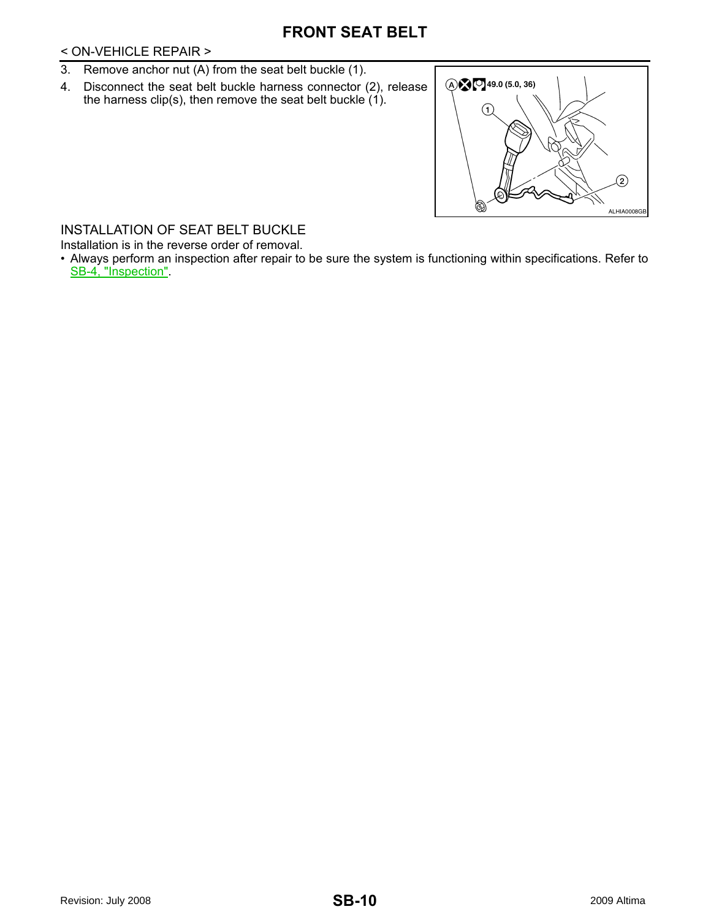# FRONT SEAT BELT

< ON-VEHICLE REPAIR >

3. Remove anchor nut (A) from the seat belt buckle (1).
4. Disconnect the seat belt buckle harness connector (2), release the harness clip(s), then remove the seat belt buckle (1).

## INSTALLATION OF SEAT BELT BUCKLE

Installation is in the reverse order of removal.

- Always perform an inspection after repair to be sure the system is functioning within specifications. Refer to SB-4, "Inspection".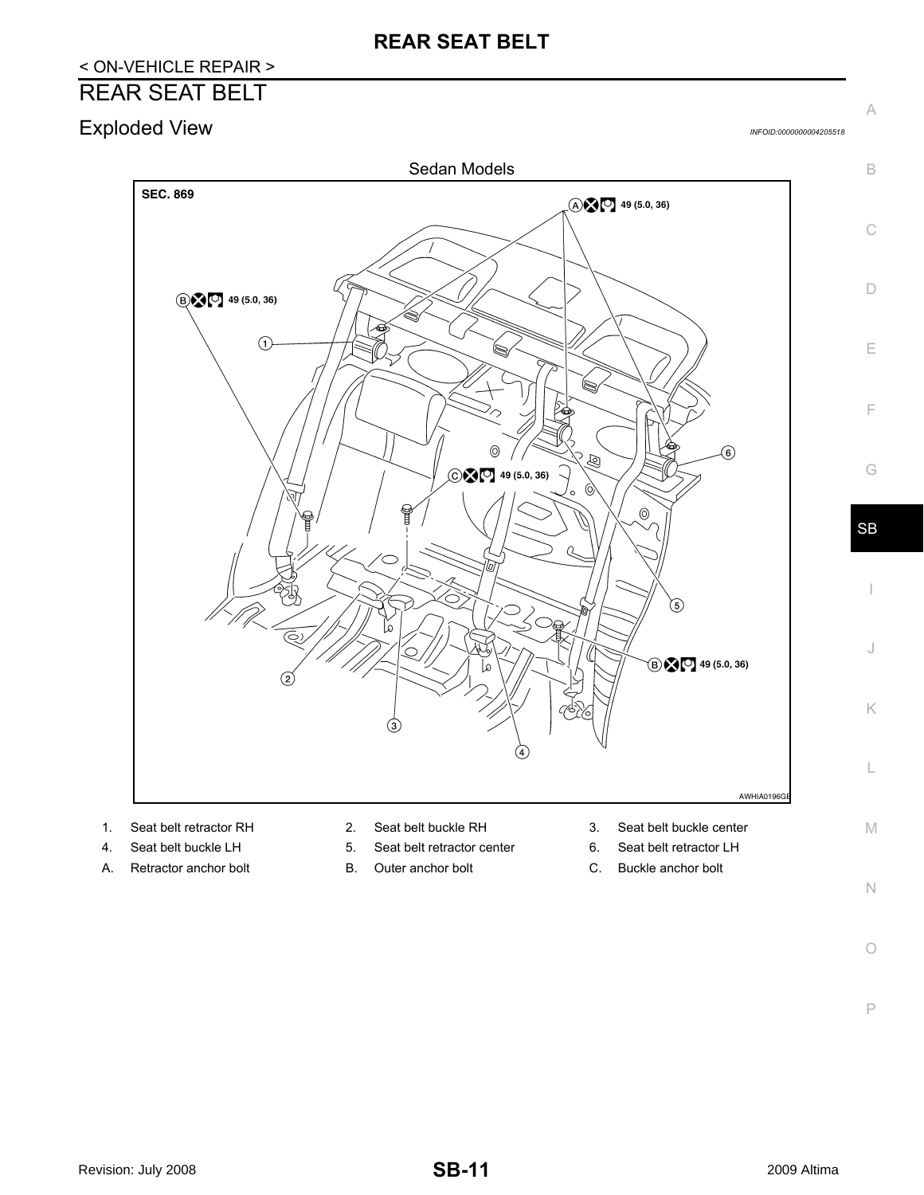< ON-VEHICLE REPAIR >

# REAR SEAT BELT

## Exploded View

*INFOID:0000000004205518*

Sedan Models

SEC. 869

A 49 (5.0, 36)

B 49 (5.0, 36)

C 49 (5.0, 36)

B 49 (5.0, 36)

AWHIA0196GB

| | | | | | |
|---|---|---|---|---|---|
| 1. | Seat belt retractor RH | 2. | Seat belt buckle RH | 3. | Seat belt buckle center |
| 4. | Seat belt buckle LH | 5. | Seat belt retractor center | 6. | Seat belt retractor LH |
| A. | Retractor anchor bolt | B. | Outer anchor bolt | C. | Buckle anchor bolt |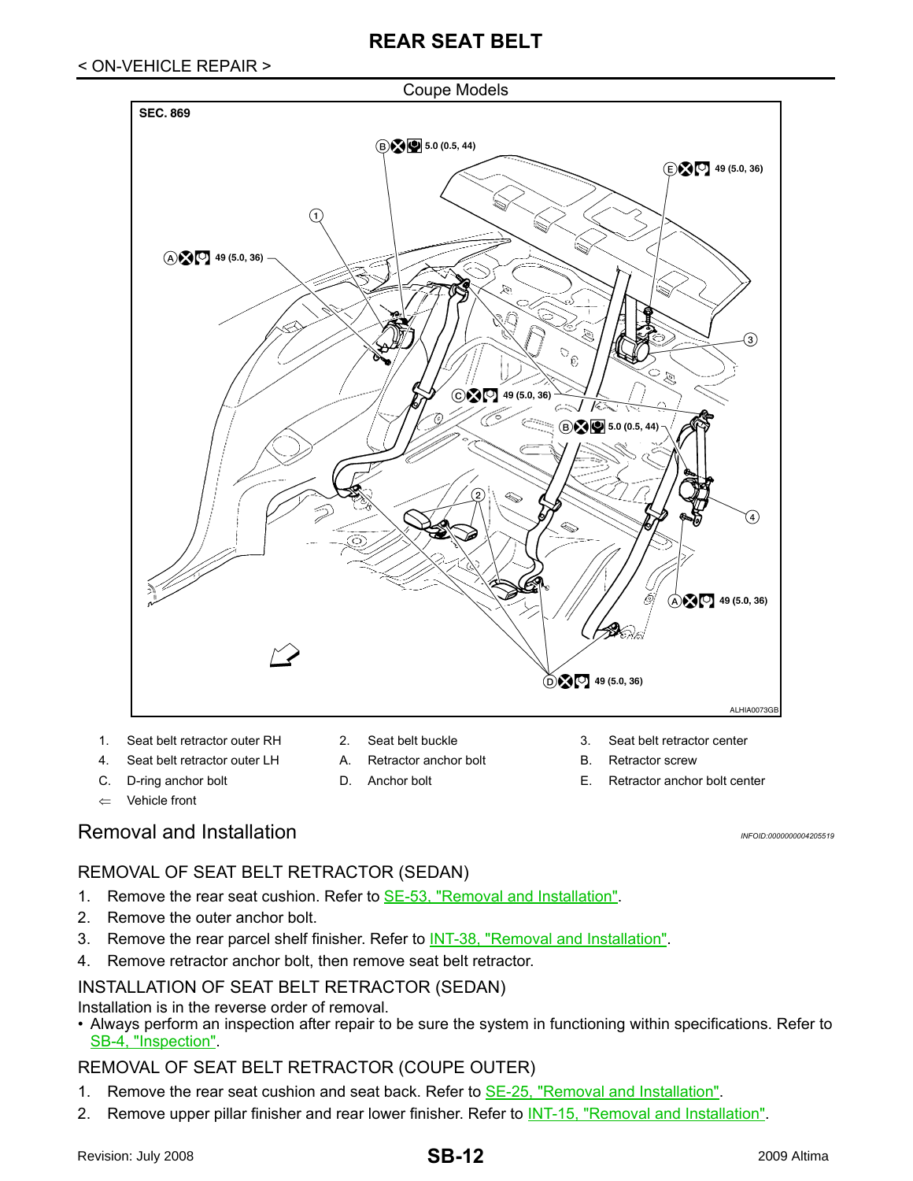# REAR SEAT BELT

< ON-VEHICLE REPAIR >

Coupe Models

SEC. 869

B 5.0 (0.5, 44)

E 49 (5.0, 36)

A 49 (5.0, 36)

C 49 (5.0, 36)

B 5.0 (0.5, 44)

A 49 (5.0, 36)

D 49 (5.0, 36)

ALHIA0073GB

| | | | | | |
|---|---|---|---|---|---|
| 1. | Seat belt retractor outer RH | 2. | Seat belt buckle | 3. | Seat belt retractor center |
| 4. | Seat belt retractor outer LH | A. | Retractor anchor bolt | B. | Retractor screw |
| C. | D-ring anchor bolt | D. | Anchor bolt | E. | Retractor anchor bolt center |
| ⇐ | Vehicle front | | | | |

## Removal and Installation

*INFOID:0000000004205519*

### REMOVAL OF SEAT BELT RETRACTOR (SEDAN)

1. Remove the rear seat cushion. Refer to SE-53, "Removal and Installation".
2. Remove the outer anchor bolt.
3. Remove the rear parcel shelf finisher. Refer to INT-38, "Removal and Installation".
4. Remove retractor anchor bolt, then remove seat belt retractor.

### INSTALLATION OF SEAT BELT RETRACTOR (SEDAN)

Installation is in the reverse order of removal.

- Always perform an inspection after repair to be sure the system in functioning within specifications. Refer to SB-4, "Inspection".

### REMOVAL OF SEAT BELT RETRACTOR (COUPE OUTER)

1. Remove the rear seat cushion and seat back. Refer to SE-25, "Removal and Installation".
2. Remove upper pillar finisher and rear lower finisher. Refer to INT-15, "Removal and Installation".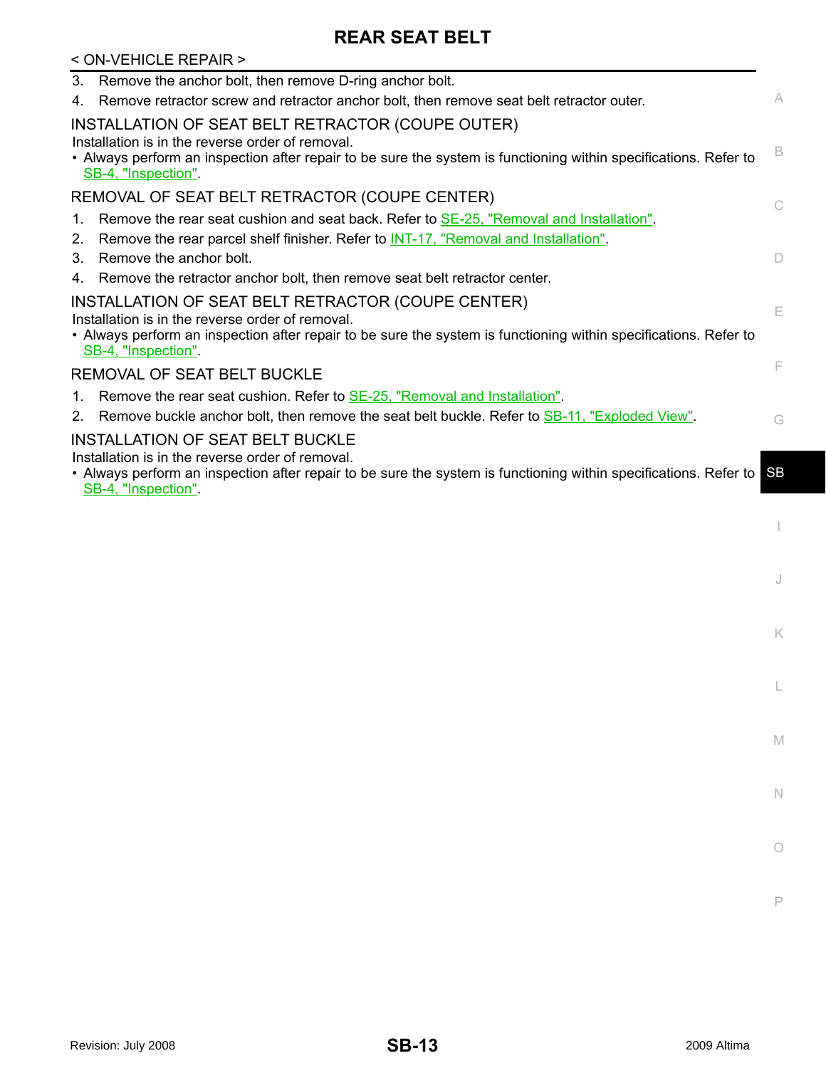3. Remove the anchor bolt, then remove D-ring anchor bolt.
4. Remove retractor screw and retractor anchor bolt, then remove seat belt retractor outer.

### INSTALLATION OF SEAT BELT RETRACTOR (COUPE OUTER)

Installation is in the reverse order of removal.

- Always perform an inspection after repair to be sure the system is functioning within specifications. Refer to SB-4, "Inspection".

### REMOVAL OF SEAT BELT RETRACTOR (COUPE CENTER)

1. Remove the rear seat cushion and seat back. Refer to SE-25, "Removal and Installation".
2. Remove the rear parcel shelf finisher. Refer to INT-17, "Removal and Installation".
3. Remove the anchor bolt.
4. Remove the retractor anchor bolt, then remove seat belt retractor center.

### INSTALLATION OF SEAT BELT RETRACTOR (COUPE CENTER)

Installation is in the reverse order of removal.

- Always perform an inspection after repair to be sure the system is functioning within specifications. Refer to SB-4, "Inspection".

### REMOVAL OF SEAT BELT BUCKLE

1. Remove the rear seat cushion. Refer to SE-25, "Removal and Installation".
2. Remove buckle anchor bolt, then remove the seat belt buckle. Refer to SB-11, "Exploded View".

### INSTALLATION OF SEAT BELT BUCKLE

Installation is in the reverse order of removal.

- Always perform an inspection after repair to be sure the system is functioning within specifications. Refer to SB-4, "Inspection".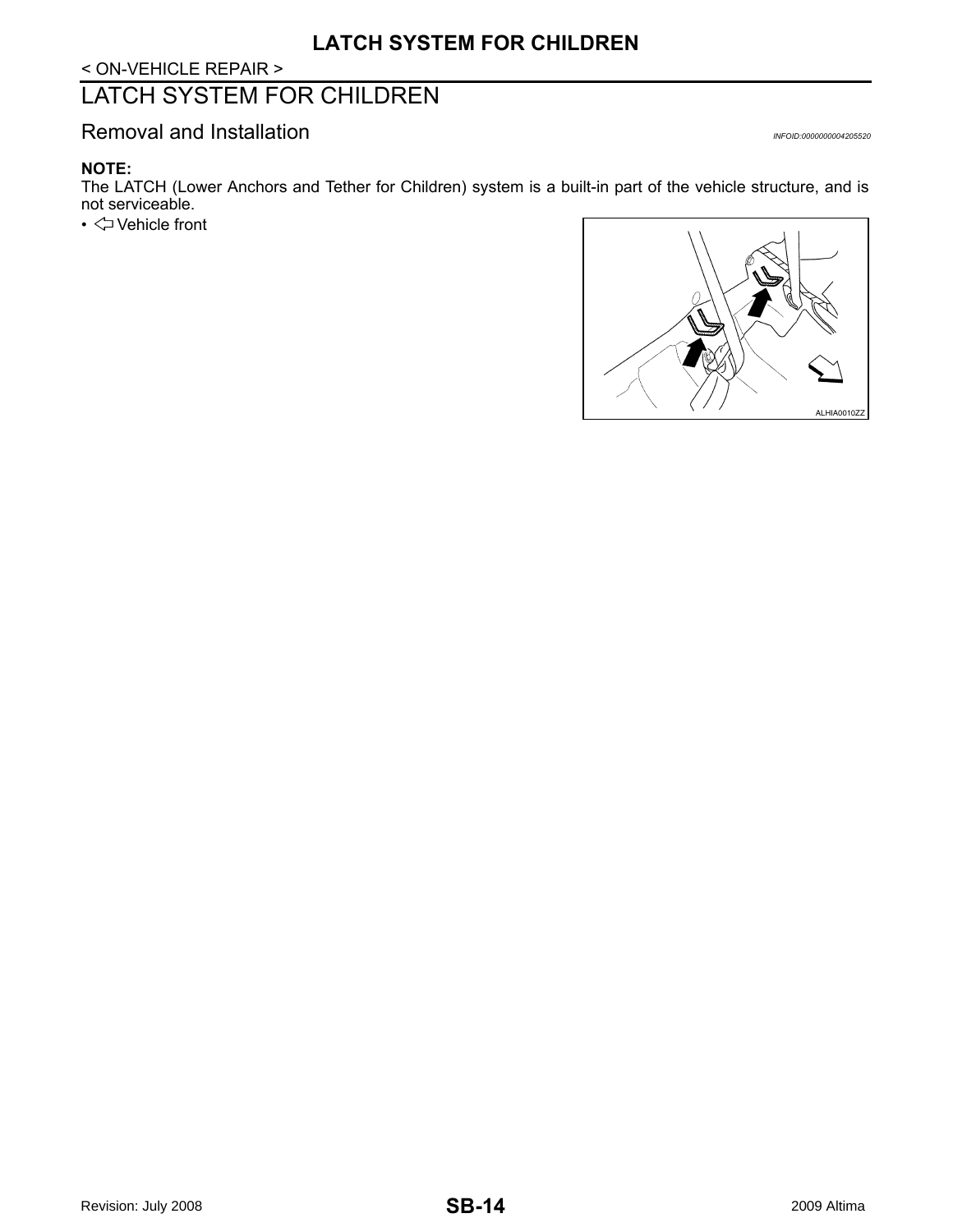< ON-VEHICLE REPAIR >

# LATCH SYSTEM FOR CHILDREN

## Removal and Installation

*INFOID:0000000004205520*

**NOTE:**
The LATCH (Lower Anchors and Tether for Children) system is a built-in part of the vehicle structure, and is not serviceable.

- ⇦ Vehicle front

ALHIA0010ZZ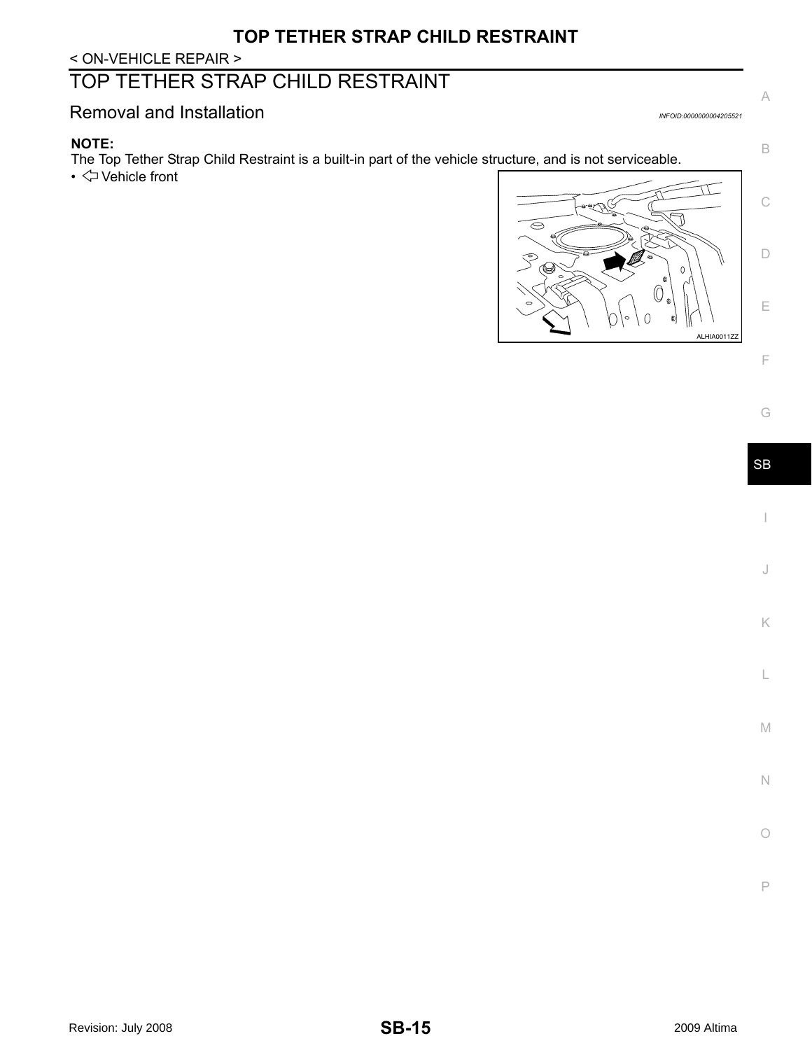< ON-VEHICLE REPAIR >

# TOP TETHER STRAP CHILD RESTRAINT

## Removal and Installation

INFOID:0000000004205521

**NOTE:**

The Top Tether Strap Child Restraint is a built-in part of the vehicle structure, and is not serviceable.

- ⇦ Vehicle front

ALHIA0011ZZ